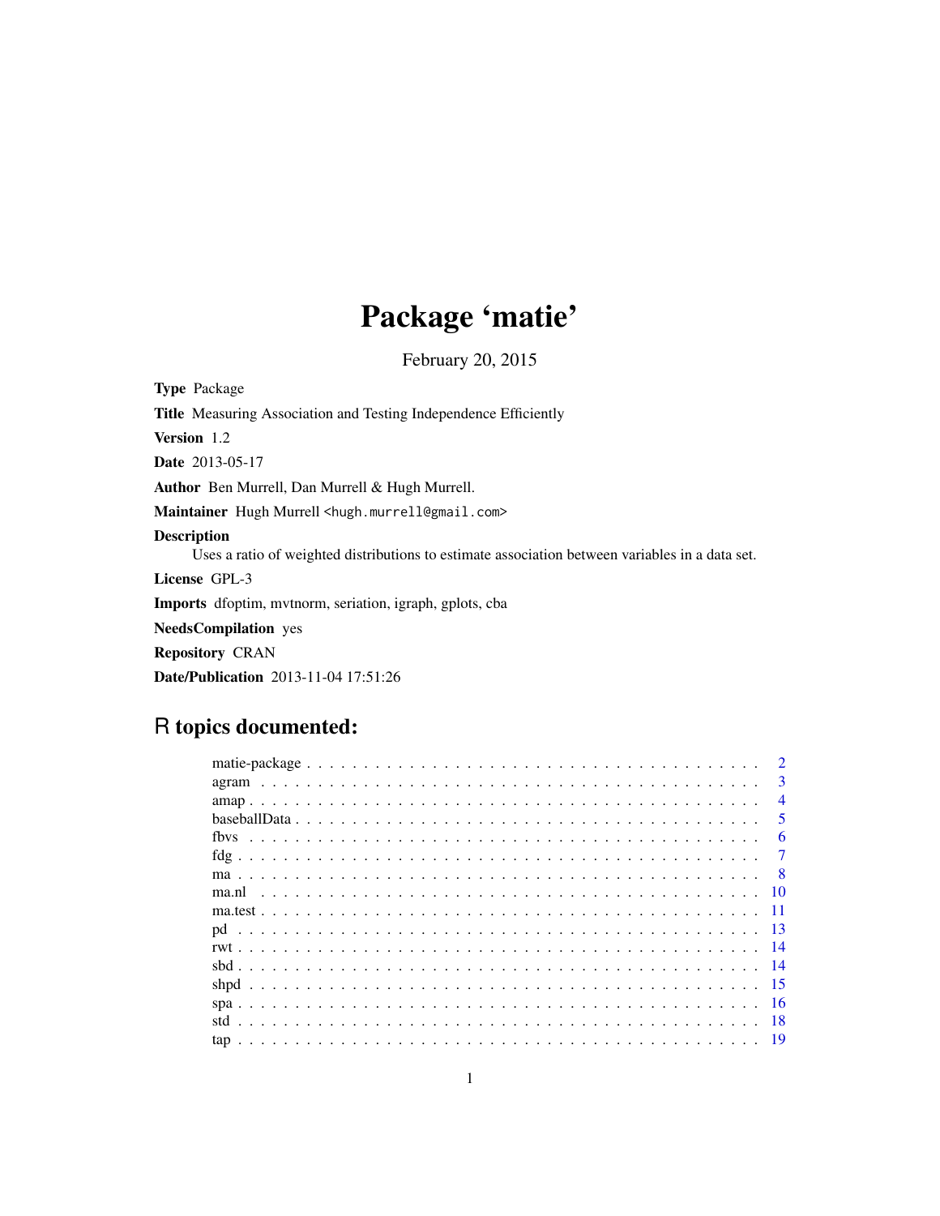# Package 'matie'

February 20, 2015

**Type** Package

**Title** Measuring Association and Testing Independence Efficiently

**Version** 1.2

**Date** 2013-05-17

**Author** Ben Murrell, Dan Murrell & Hugh Murrell.

**Maintainer** Hugh Murrell <hugh.murrell@gmail.com>

**Description**
Uses a ratio of weighted distributions to estimate association between variables in a data set.

**License** GPL-3

**Imports** dfoptim, mvtnorm, seriation, igraph, gplots, cba

**NeedsCompilation** yes

**Repository** CRAN

**Date/Publication** 2013-11-04 17:51:26

## R topics documented:

| | |
|---|---|
| matie-package | 2 |
| agram | 3 |
| amap | 4 |
| baseballData | 5 |
| fbvs | 6 |
| fdg | 7 |
| ma | 8 |
| ma.nl | 10 |
| ma.test | 11 |
| pd | 13 |
| rwt | 14 |
| sbd | 14 |
| shpd | 15 |
| spa | 16 |
| std | 18 |
| tap | 19 |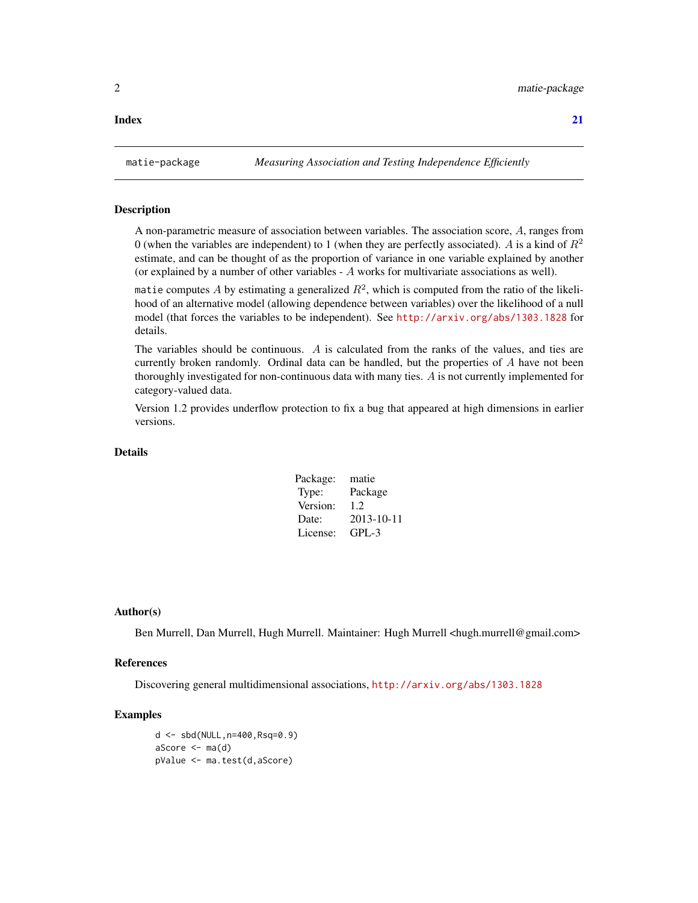**Index** **21**

---

matie-package *Measuring Association and Testing Independence Efficiently*

---

### Description

A non-parametric measure of association between variables. The association score, $A$, ranges from 0 (when the variables are independent) to 1 (when they are perfectly associated). $A$ is a kind of $R^2$ estimate, and can be thought of as the proportion of variance in one variable explained by another (or explained by a number of other variables - $A$ works for multivariate associations as well).

`matie` computes $A$ by estimating a generalized $R^2$, which is computed from the ratio of the likelihood of an alternative model (allowing dependence between variables) over the likelihood of a null model (that forces the variables to be independent). See http://arxiv.org/abs/1303.1828 for details.

The variables should be continuous. $A$ is calculated from the ranks of the values, and ties are currently broken randomly. Ordinal data can be handled, but the properties of $A$ have not been thoroughly investigated for non-continuous data with many ties. $A$ is not currently implemented for category-valued data.

Version 1.2 provides underflow protection to fix a bug that appeared at high dimensions in earlier versions.

### Details

| | |
|---|---|
| Package: | matie |
| Type: | Package |
| Version: | 1.2 |
| Date: | 2013-10-11 |
| License: | GPL-3 |

### Author(s)

Ben Murrell, Dan Murrell, Hugh Murrell. Maintainer: Hugh Murrell <hugh.murrell@gmail.com>

### References

Discovering general multidimensional associations, http://arxiv.org/abs/1303.1828

### Examples

```
d <- sbd(NULL,n=400,Rsq=0.9)
aScore <- ma(d)
pValue <- ma.test(d,aScore)
```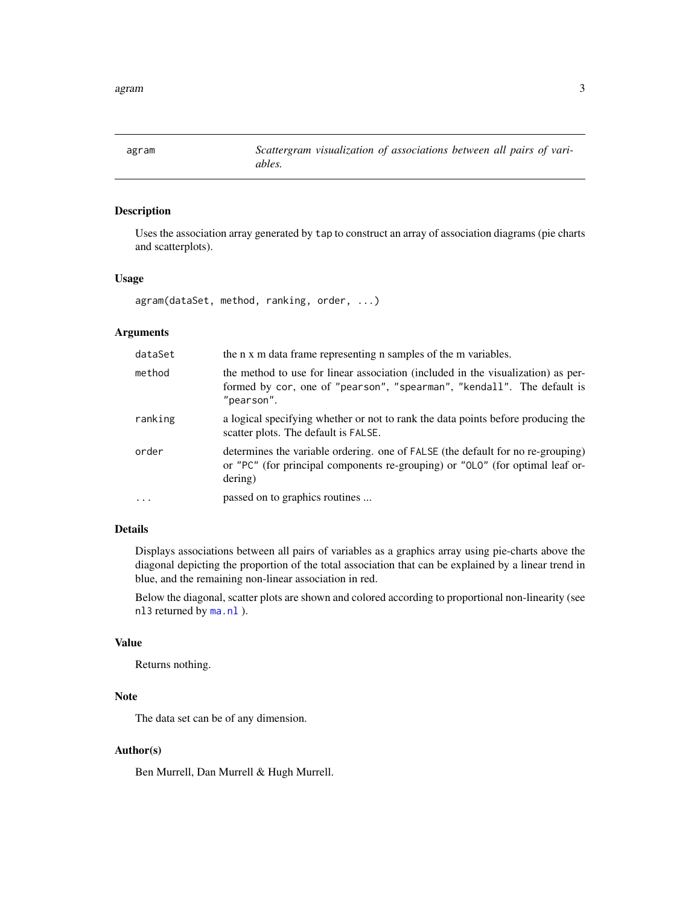# agram — *Scattergram visualization of associations between all pairs of variables.*

## Description

Uses the association array generated by `tap` to construct an array of association diagrams (pie charts and scatterplots).

## Usage

```
agram(dataSet, method, ranking, order, ...)
```

## Arguments

| | |
|---|---|
| `dataSet` | the n x m data frame representing n samples of the m variables. |
| `method` | the method to use for linear association (included in the visualization) as performed by `cor`, one of `"pearson"`, `"spearman"`, `"kendall"`. The default is `"pearson"`. |
| `ranking` | a logical specifying whether or not to rank the data points before producing the scatter plots. The default is `FALSE`. |
| `order` | determines the variable ordering. one of `FALSE` (the default for no re-grouping) or `"PC"` (for principal components re-grouping) or `"OLO"` (for optimal leaf ordering) |
| `...` | passed on to graphics routines ... |

## Details

Displays associations between all pairs of variables as a graphics array using pie-charts above the diagonal depicting the proportion of the total association that can be explained by a linear trend in blue, and the remaining non-linear association in red.

Below the diagonal, scatter plots are shown and colored according to proportional non-linearity (see `nl3` returned by `ma.nl` ).

## Value

Returns nothing.

## Note

The data set can be of any dimension.

## Author(s)

Ben Murrell, Dan Murrell & Hugh Murrell.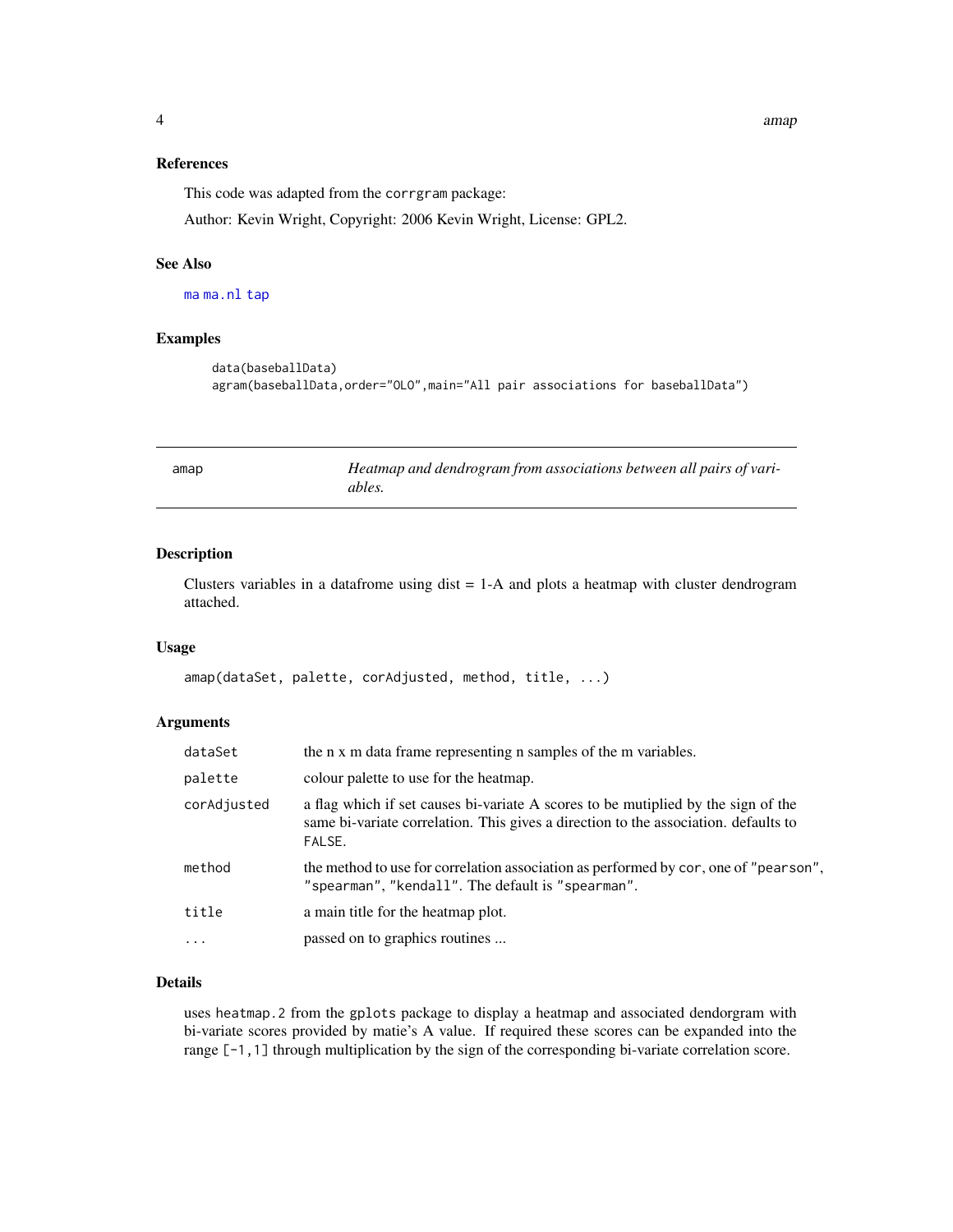### References

This code was adapted from the `corrgram` package:

Author: Kevin Wright, Copyright: 2006 Kevin Wright, License: GPL2.

### See Also

`ma` `ma.nl` `tap`

### Examples

```
data(baseballData)
agram(baseballData,order="OLO",main="All pair associations for baseballData")
```

---

## amap — *Heatmap and dendrogram from associations between all pairs of variables.*

---

### Description

Clusters variables in a datafrome using dist = 1-A and plots a heatmap with cluster dendrogram attached.

### Usage

```
amap(dataSet, palette, corAdjusted, method, title, ...)
```

### Arguments

| | |
|---|---|
| `dataSet` | the n x m data frame representing n samples of the m variables. |
| `palette` | colour palette to use for the heatmap. |
| `corAdjusted` | a flag which if set causes bi-variate A scores to be mutiplied by the sign of the same bi-variate correlation. This gives a direction to the association. defaults to `FALSE`. |
| `method` | the method to use for correlation association as performed by `cor`, one of `"pearson"`, `"spearman"`, `"kendall"`. The default is `"spearman"`. |
| `title` | a main title for the heatmap plot. |
| `...` | passed on to graphics routines ... |

### Details

uses `heatmap.2` from the `gplots` package to display a heatmap and associated dendorgram with bi-variate scores provided by matie's A value. If required these scores can be expanded into the range `[-1,1]` through multiplication by the sign of the corresponding bi-variate correlation score.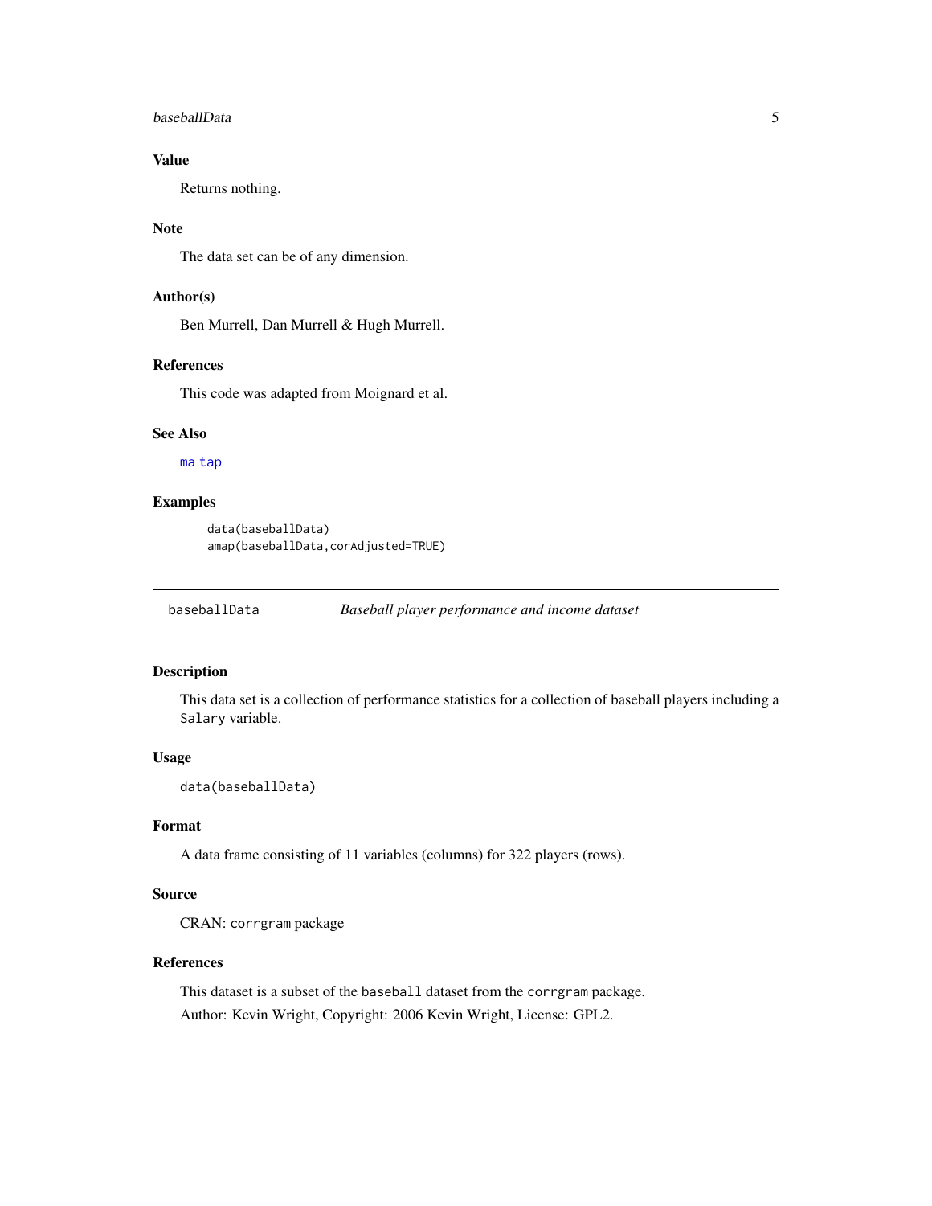## Value

Returns nothing.

## Note

The data set can be of any dimension.

## Author(s)

Ben Murrell, Dan Murrell & Hugh Murrell.

## References

This code was adapted from Moignard et al.

## See Also

ma tap

## Examples

```
data(baseballData)
amap(baseballData,corAdjusted=TRUE)
```

---

# baseballData — *Baseball player performance and income dataset*

---

## Description

This data set is a collection of performance statistics for a collection of baseball players including a `Salary` variable.

## Usage

```
data(baseballData)
```

## Format

A data frame consisting of 11 variables (columns) for 322 players (rows).

## Source

CRAN: `corrgram` package

## References

This dataset is a subset of the `baseball` dataset from the `corrgram` package.

Author: Kevin Wright, Copyright: 2006 Kevin Wright, License: GPL2.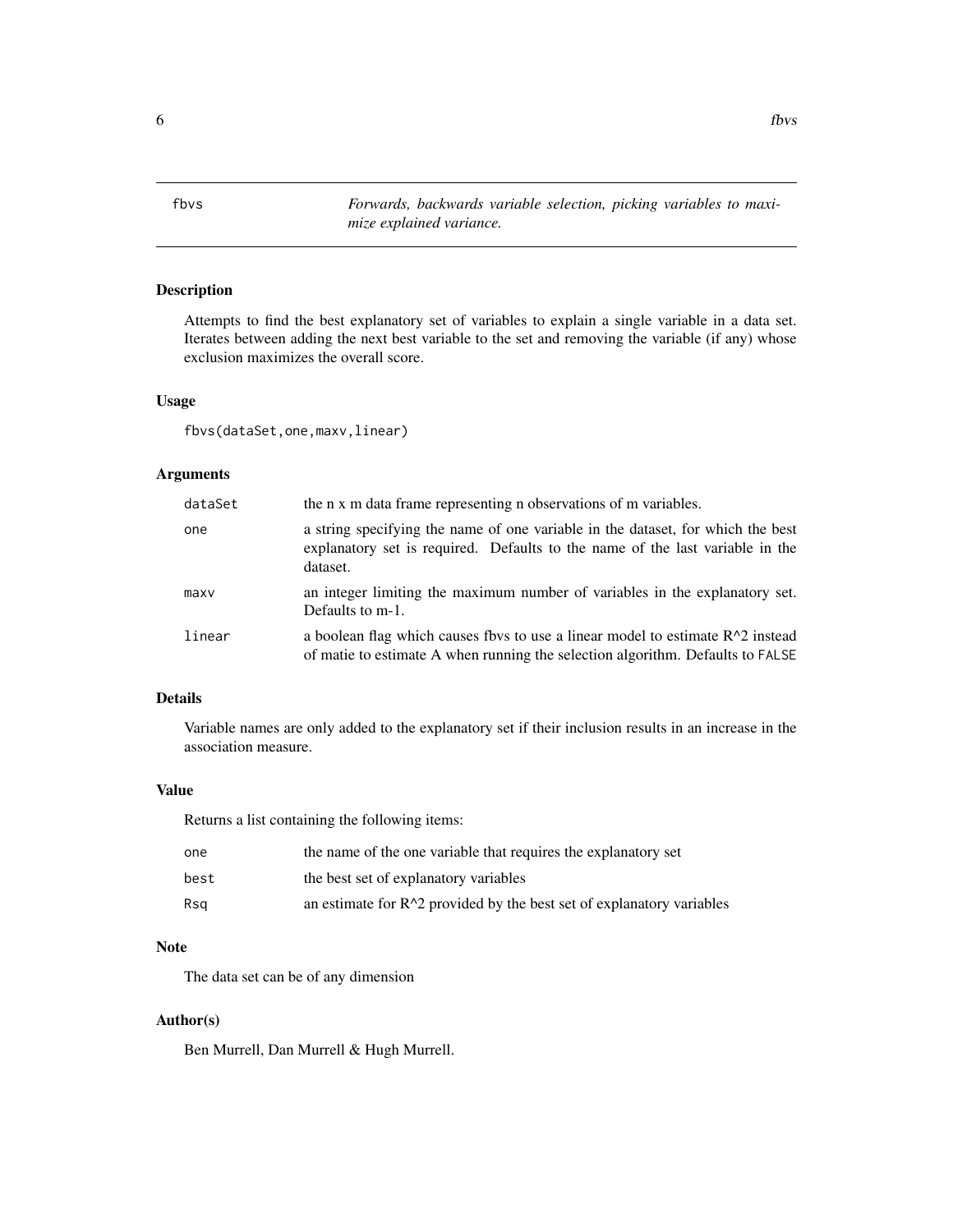## fbvs — *Forwards, backwards variable selection, picking variables to maximize explained variance.*

### Description

Attempts to find the best explanatory set of variables to explain a single variable in a data set. Iterates between adding the next best variable to the set and removing the variable (if any) whose exclusion maximizes the overall score.

### Usage

```
fbvs(dataSet,one,maxv,linear)
```

### Arguments

| | |
|---|---|
| `dataSet` | the n x m data frame representing n observations of m variables. |
| `one` | a string specifying the name of one variable in the dataset, for which the best explanatory set is required. Defaults to the name of the last variable in the dataset. |
| `maxv` | an integer limiting the maximum number of variables in the explanatory set. Defaults to m-1. |
| `linear` | a boolean flag which causes fbvs to use a linear model to estimate R^2 instead of matie to estimate A when running the selection algorithm. Defaults to `FALSE` |

### Details

Variable names are only added to the explanatory set if their inclusion results in an increase in the association measure.

### Value

Returns a list containing the following items:

| | |
|---|---|
| `one` | the name of the one variable that requires the explanatory set |
| `best` | the best set of explanatory variables |
| `Rsq` | an estimate for R^2 provided by the best set of explanatory variables |

### Note

The data set can be of any dimension

### Author(s)

Ben Murrell, Dan Murrell & Hugh Murrell.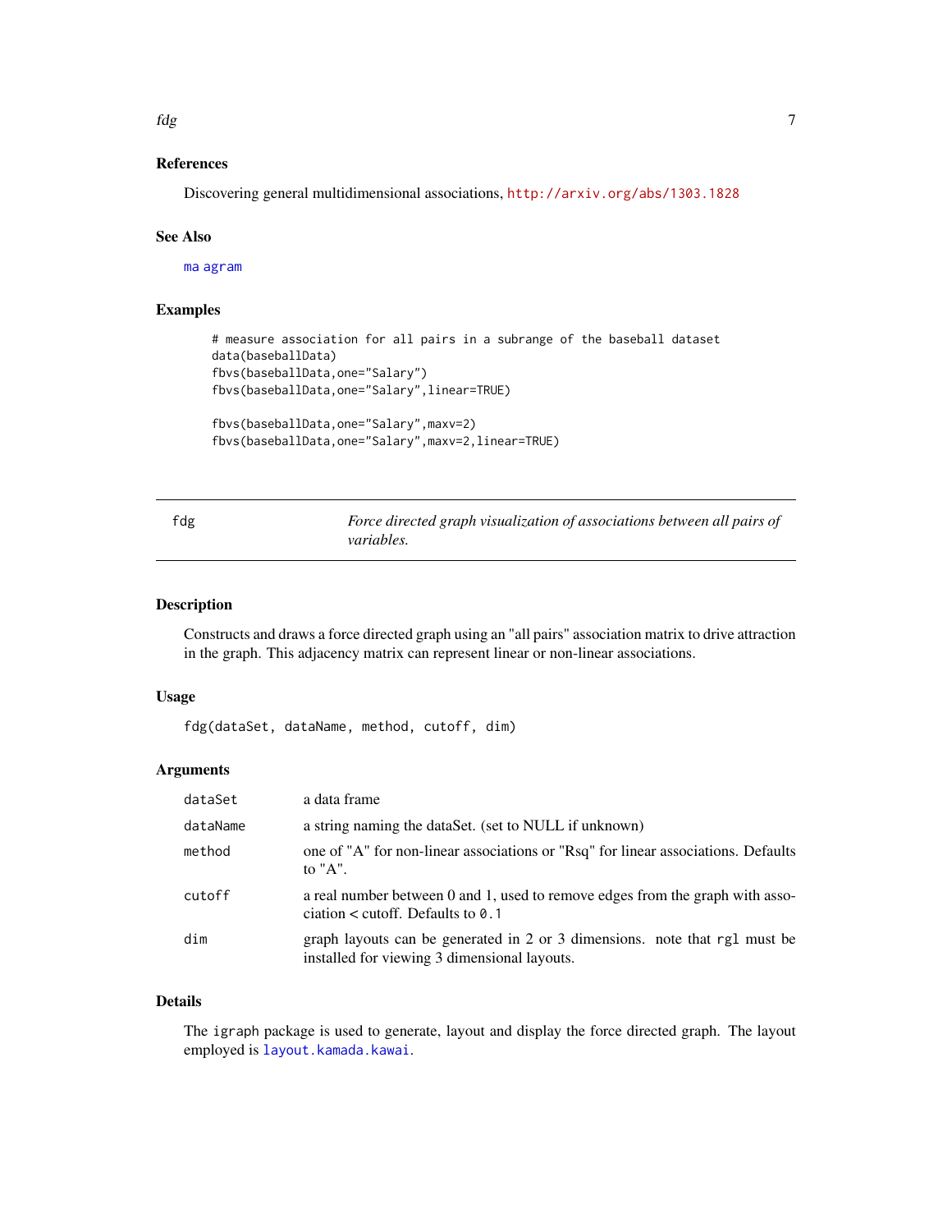### References

Discovering general multidimensional associations, http://arxiv.org/abs/1303.1828

### See Also

ma agram

### Examples

```
# measure association for all pairs in a subrange of the baseball dataset
data(baseballData)
fbvs(baseballData,one="Salary")
fbvs(baseballData,one="Salary",linear=TRUE)

fbvs(baseballData,one="Salary",maxv=2)
fbvs(baseballData,one="Salary",maxv=2,linear=TRUE)
```

---

## fdg — *Force directed graph visualization of associations between all pairs of variables.*

---

### Description

Constructs and draws a force directed graph using an "all pairs" association matrix to drive attraction in the graph. This adjacency matrix can represent linear or non-linear associations.

### Usage

```
fdg(dataSet, dataName, method, cutoff, dim)
```

### Arguments

| | |
|---|---|
| dataSet | a data frame |
| dataName | a string naming the dataSet. (set to NULL if unknown) |
| method | one of "A" for non-linear associations or "Rsq" for linear associations. Defaults to "A". |
| cutoff | a real number between 0 and 1, used to remove edges from the graph with association < cutoff. Defaults to `0.1` |
| dim | graph layouts can be generated in 2 or 3 dimensions. note that `rgl` must be installed for viewing 3 dimensional layouts. |

### Details

The `igraph` package is used to generate, layout and display the force directed graph. The layout employed is `layout.kamada.kawai`.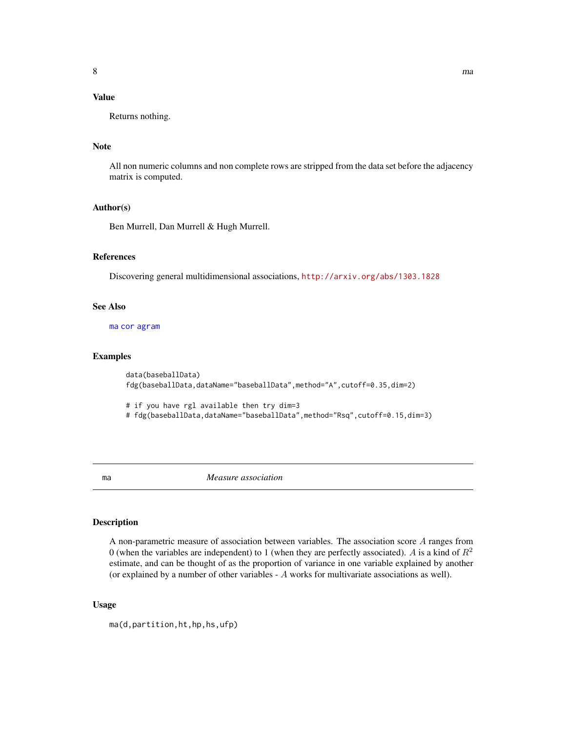## Value

Returns nothing.

## Note

All non numeric columns and non complete rows are stripped from the data set before the adjacency matrix is computed.

## Author(s)

Ben Murrell, Dan Murrell & Hugh Murrell.

## References

Discovering general multidimensional associations, http://arxiv.org/abs/1303.1828

## See Also

ma cor agram

## Examples

```
data(baseballData)
fdg(baseballData,dataName="baseballData",method="A",cutoff=0.35,dim=2)

# if you have rgl available then try dim=3
# fdg(baseballData,dataName="baseballData",method="Rsq",cutoff=0.15,dim=3)
```

---

# ma — *Measure association*

## Description

A non-parametric measure of association between variables. The association score $A$ ranges from 0 (when the variables are independent) to 1 (when they are perfectly associated). $A$ is a kind of $R^2$ estimate, and can be thought of as the proportion of variance in one variable explained by another (or explained by a number of other variables - $A$ works for multivariate associations as well).

## Usage

```
ma(d,partition,ht,hp,hs,ufp)
```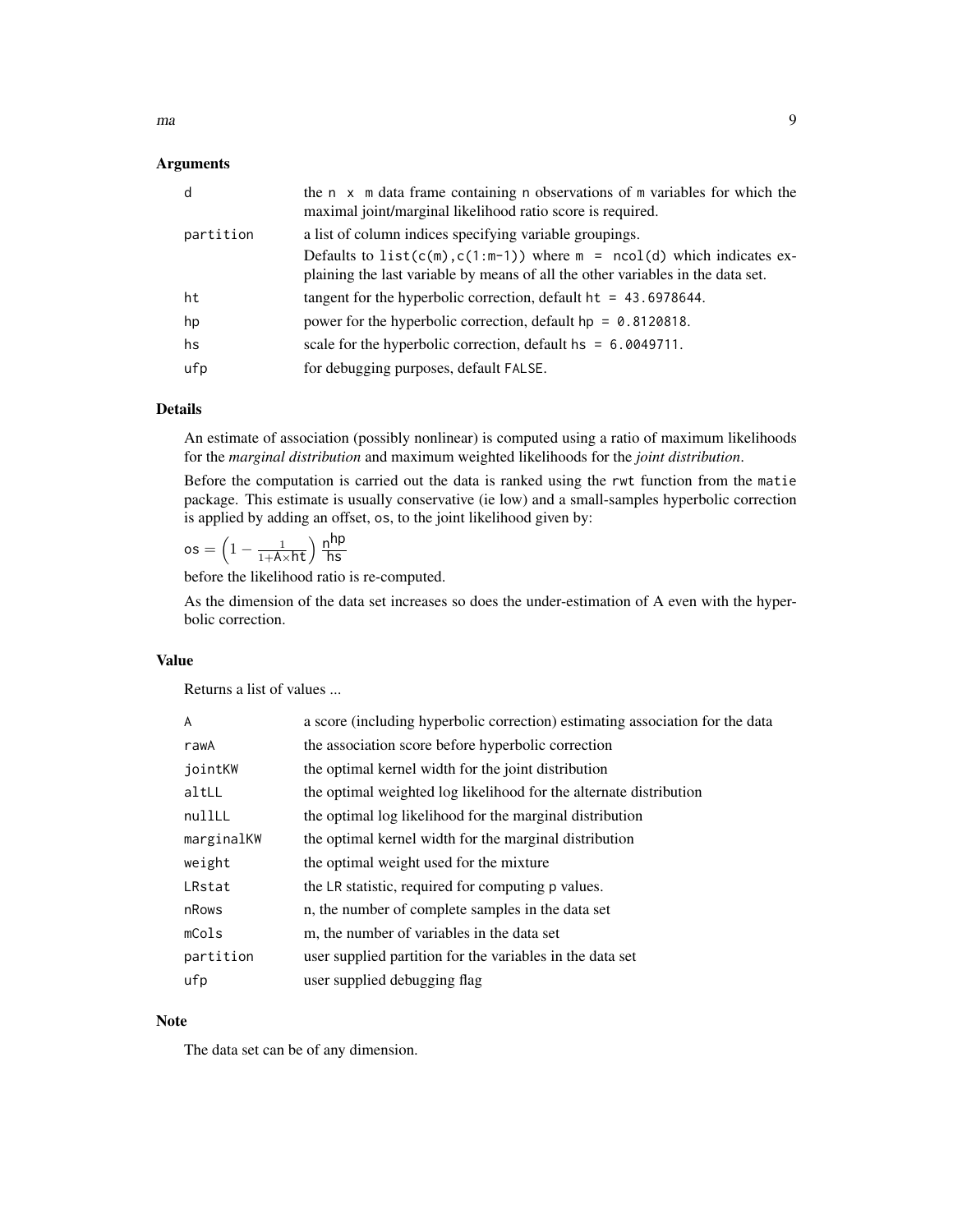## Arguments

| | |
|---|---|
| d | the n x m data frame containing n observations of m variables for which the maximal joint/marginal likelihood ratio score is required. |
| partition | a list of column indices specifying variable groupings. Defaults to `list(c(m),c(1:m-1))` where `m = ncol(d)` which indicates explaining the last variable by means of all the other variables in the data set. |
| ht | tangent for the hyperbolic correction, default `ht = 43.6978644`. |
| hp | power for the hyperbolic correction, default `hp = 0.8120818`. |
| hs | scale for the hyperbolic correction, default `hs = 6.0049711`. |
| ufp | for debugging purposes, default `FALSE`. |

## Details

An estimate of association (possibly nonlinear) is computed using a ratio of maximum likelihoods for the *marginal distribution* and maximum weighted likelihoods for the *joint distribution*.

Before the computation is carried out the data is ranked using the `rwt` function from the `matie` package. This estimate is usually conservative (ie low) and a small-samples hyperbolic correction is applied by adding an offset, `os`, to the joint likelihood given by:

$$\mathsf{os} = \left(1 - \frac{1}{1+\mathsf{A}\times\mathsf{ht}}\right)\frac{\mathsf{n}^{\mathsf{hp}}}{\mathsf{hs}}$$

before the likelihood ratio is re-computed.

As the dimension of the data set increases so does the under-estimation of A even with the hyperbolic correction.

## Value

Returns a list of values ...

| | |
|---|---|
| A | a score (including hyperbolic correction) estimating association for the data |
| rawA | the association score before hyperbolic correction |
| jointKW | the optimal kernel width for the joint distribution |
| altLL | the optimal weighted log likelihood for the alternate distribution |
| nullLL | the optimal log likelihood for the marginal distribution |
| marginalKW | the optimal kernel width for the marginal distribution |
| weight | the optimal weight used for the mixture |
| LRstat | the LR statistic, required for computing p values. |
| nRows | n, the number of complete samples in the data set |
| mCols | m, the number of variables in the data set |
| partition | user supplied partition for the variables in the data set |
| ufp | user supplied debugging flag |

## Note

The data set can be of any dimension.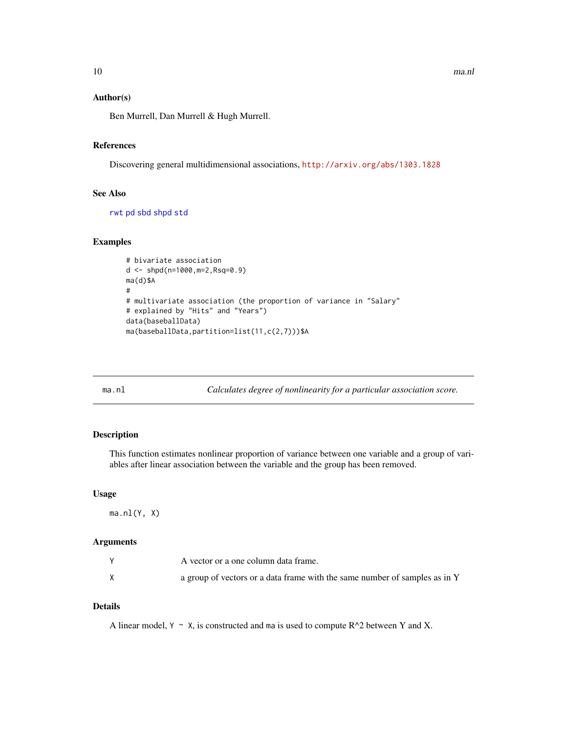### Author(s)

Ben Murrell, Dan Murrell & Hugh Murrell.

### References

Discovering general multidimensional associations, http://arxiv.org/abs/1303.1828

### See Also

rwt pd sbd shpd std

### Examples

```
# bivariate association
d <- shpd(n=1000,m=2,Rsq=0.9)
ma(d)$A
#
# multivariate association (the proportion of variance in "Salary"
# explained by "Hits" and "Years")
data(baseballData)
ma(baseballData,partition=list(11,c(2,7)))$A
```

---

## ma.nl — *Calculates degree of nonlinearity for a particular association score.*

### Description

This function estimates nonlinear proportion of variance between one variable and a group of variables after linear association between the variable and the group has been removed.

### Usage

```
ma.nl(Y, X)
```

### Arguments

| | |
|---|---|
| Y | A vector or a one column data frame. |
| X | a group of vectors or a data frame with the same number of samples as in Y |

### Details

A linear model, `Y ~ X`, is constructed and `ma` is used to compute R^2 between Y and X.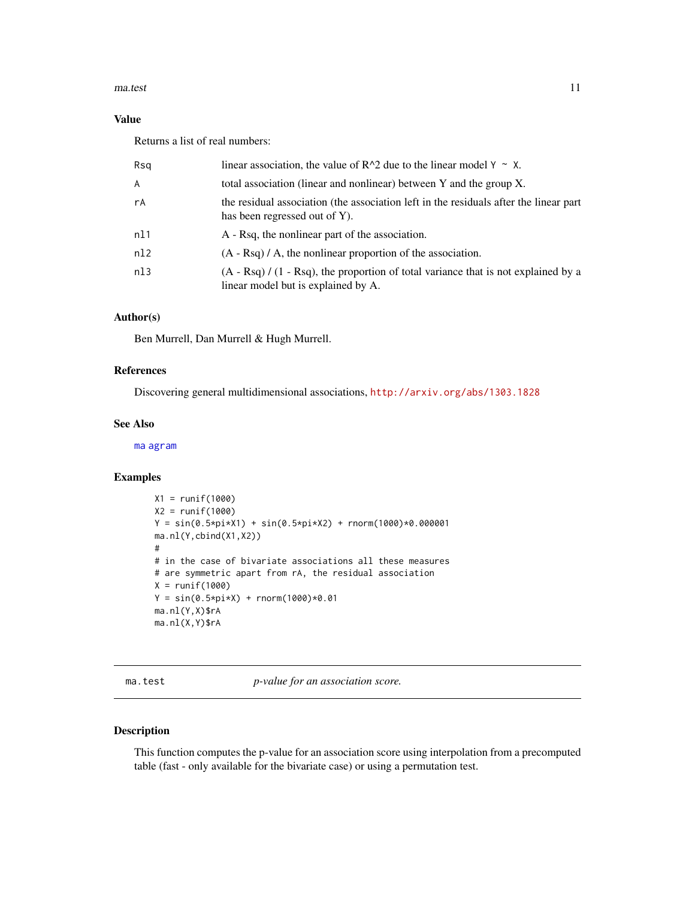### Value

Returns a list of real numbers:

| | |
|---|---|
| Rsq | linear association, the value of $R^2$ due to the linear model `Y ~ X`. |
| A | total association (linear and nonlinear) between Y and the group X. |
| rA | the residual association (the association left in the residuals after the linear part has been regressed out of Y). |
| nl1 | A - Rsq, the nonlinear part of the association. |
| nl2 | (A - Rsq) / A, the nonlinear proportion of the association. |
| nl3 | (A - Rsq) / (1 - Rsq), the proportion of total variance that is not explained by a linear model but is explained by A. |

### Author(s)

Ben Murrell, Dan Murrell & Hugh Murrell.

### References

Discovering general multidimensional associations, http://arxiv.org/abs/1303.1828

### See Also

ma agram

### Examples

```
X1 = runif(1000)
X2 = runif(1000)
Y = sin(0.5*pi*X1) + sin(0.5*pi*X2) + rnorm(1000)*0.000001
ma.nl(Y,cbind(X1,X2))
#
# in the case of bivariate associations all these measures
# are symmetric apart from rA, the residual association
X = runif(1000)
Y = sin(0.5*pi*X) + rnorm(1000)*0.01
ma.nl(Y,X)$rA
ma.nl(X,Y)$rA
```

---

## ma.test *p-value for an association score.*

### Description

This function computes the p-value for an association score using interpolation from a precomputed table (fast - only available for the bivariate case) or using a permutation test.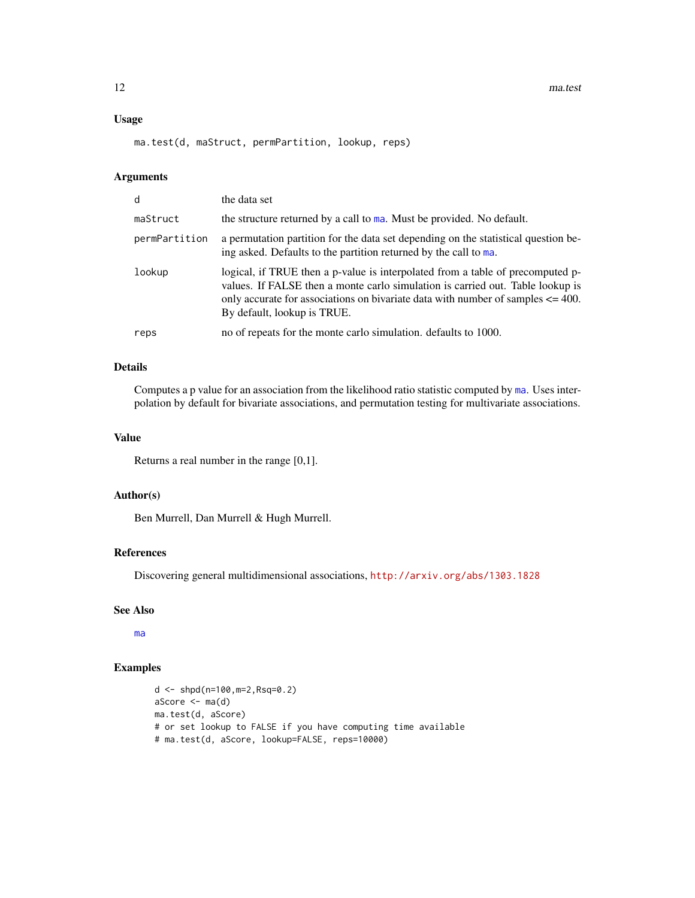### Usage

```
ma.test(d, maStruct, permPartition, lookup, reps)
```

### Arguments

| | |
|---|---|
| d | the data set |
| maStruct | the structure returned by a call to ma. Must be provided. No default. |
| permPartition | a permutation partition for the data set depending on the statistical question being asked. Defaults to the partition returned by the call to ma. |
| lookup | logical, if TRUE then a p-value is interpolated from a table of precomputed p-values. If FALSE then a monte carlo simulation is carried out. Table lookup is only accurate for associations on bivariate data with number of samples <= 400. By default, lookup is TRUE. |
| reps | no of repeats for the monte carlo simulation. defaults to 1000. |

### Details

Computes a p value for an association from the likelihood ratio statistic computed by ma. Uses interpolation by default for bivariate associations, and permutation testing for multivariate associations.

### Value

Returns a real number in the range [0,1].

### Author(s)

Ben Murrell, Dan Murrell & Hugh Murrell.

### References

Discovering general multidimensional associations, http://arxiv.org/abs/1303.1828

### See Also

ma

### Examples

```
d <- shpd(n=100,m=2,Rsq=0.2)
aScore <- ma(d)
ma.test(d, aScore)
# or set lookup to FALSE if you have computing time available
# ma.test(d, aScore, lookup=FALSE, reps=10000)
```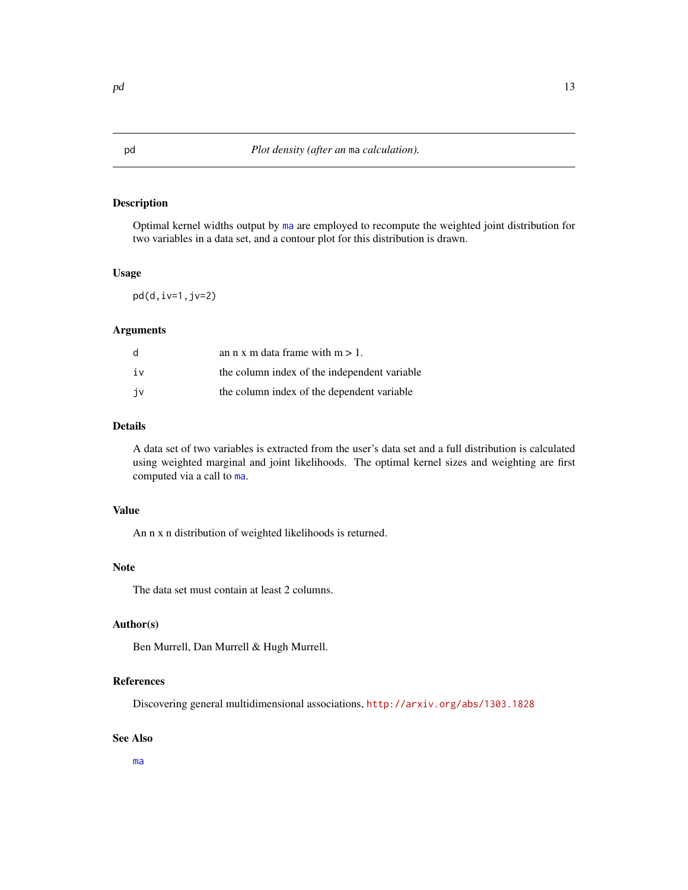pd *Plot density (after an `ma` calculation).*

### Description

Optimal kernel widths output by `ma` are employed to recompute the weighted joint distribution for two variables in a data set, and a contour plot for this distribution is drawn.

### Usage

```
pd(d,iv=1,jv=2)
```

### Arguments

| | |
|---|---|
| d | an n x m data frame with m > 1. |
| iv | the column index of the independent variable |
| jv | the column index of the dependent variable |

### Details

A data set of two variables is extracted from the user's data set and a full distribution is calculated using weighted marginal and joint likelihoods. The optimal kernel sizes and weighting are first computed via a call to `ma`.

### Value

An n x n distribution of weighted likelihoods is returned.

### Note

The data set must contain at least 2 columns.

### Author(s)

Ben Murrell, Dan Murrell & Hugh Murrell.

### References

Discovering general multidimensional associations, http://arxiv.org/abs/1303.1828

### See Also

`ma`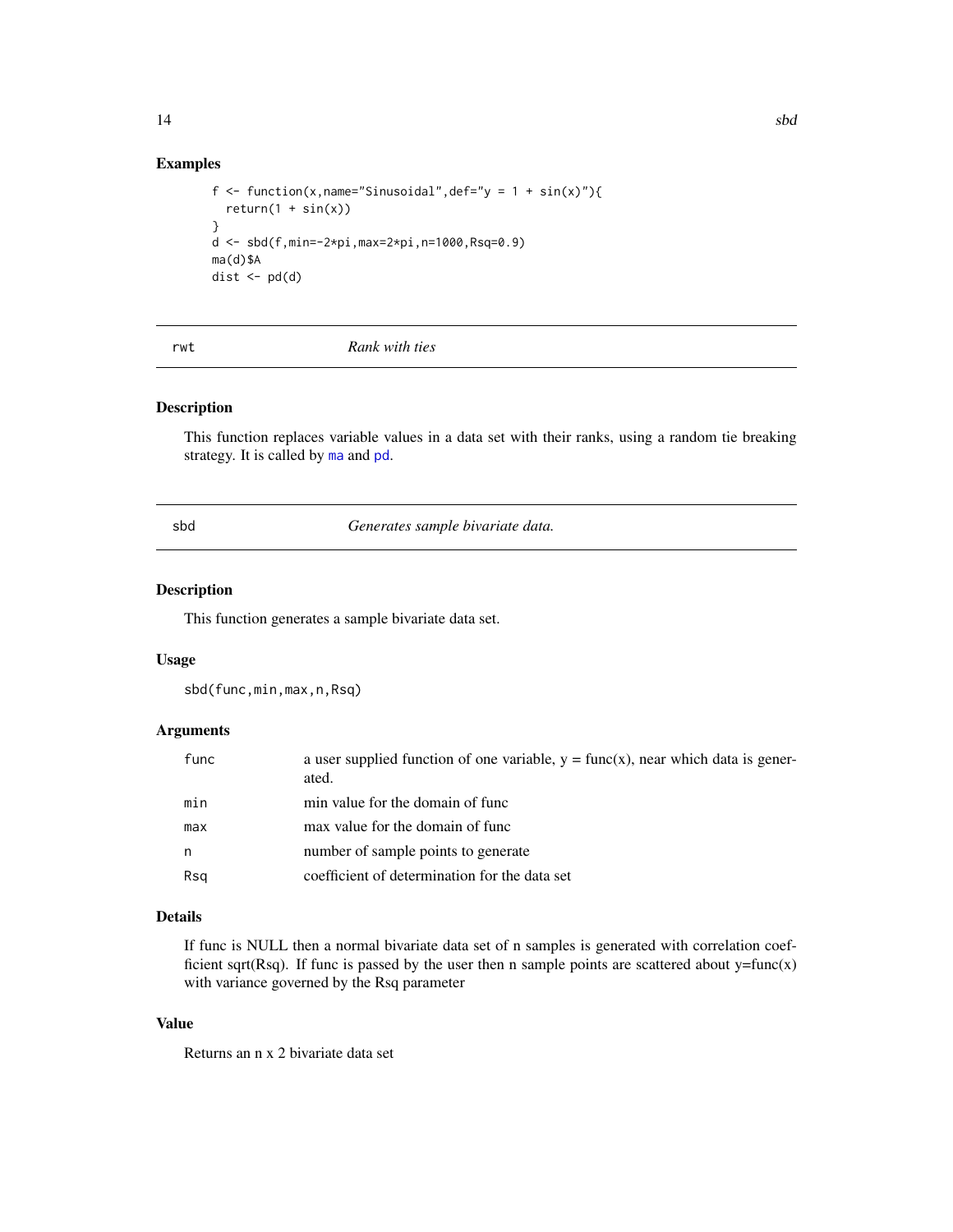### Examples

```
f <- function(x,name="Sinusoidal",def="y = 1 + sin(x)"){
  return(1 + sin(x))
}
d <- sbd(f,min=-2*pi,max=2*pi,n=1000,Rsq=0.9)
ma(d)$A
dist <- pd(d)
```

---

## rwt *Rank with ties*

### Description

This function replaces variable values in a data set with their ranks, using a random tie breaking strategy. It is called by ma and pd.

---

## sbd *Generates sample bivariate data.*

### Description

This function generates a sample bivariate data set.

### Usage

```
sbd(func,min,max,n,Rsq)
```

### Arguments

| | |
|---|---|
| func | a user supplied function of one variable, y = func(x), near which data is generated. |
| min | min value for the domain of func |
| max | max value for the domain of func |
| n | number of sample points to generate |
| Rsq | coefficient of determination for the data set |

### Details

If func is NULL then a normal bivariate data set of n samples is generated with correlation coefficient sqrt(Rsq). If func is passed by the user then n sample points are scattered about y=func(x) with variance governed by the Rsq parameter

### Value

Returns an n x 2 bivariate data set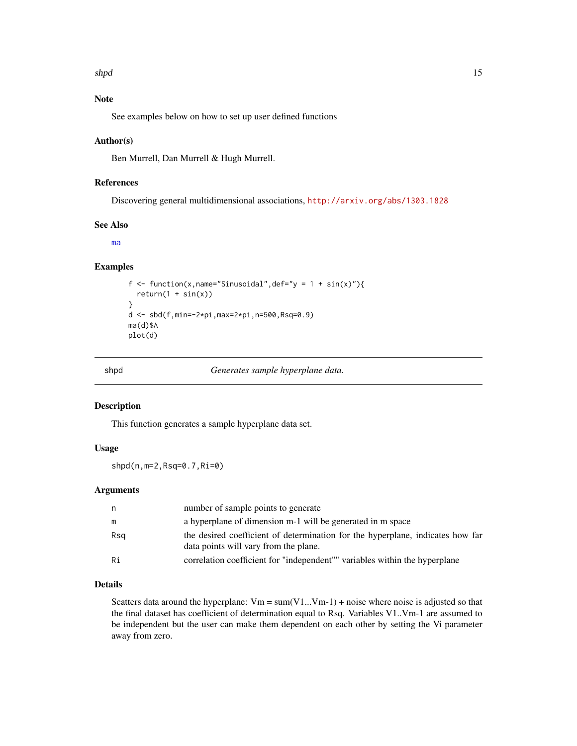## Note

See examples below on how to set up user defined functions

## Author(s)

Ben Murrell, Dan Murrell & Hugh Murrell.

## References

Discovering general multidimensional associations, http://arxiv.org/abs/1303.1828

## See Also

ma

## Examples

```
f <- function(x,name="Sinusoidal",def="y = 1 + sin(x)"){
  return(1 + sin(x))
}
d <- sbd(f,min=-2*pi,max=2*pi,n=500,Rsq=0.9)
ma(d)$A
plot(d)
```

---

# shpd    *Generates sample hyperplane data.*

---

## Description

This function generates a sample hyperplane data set.

## Usage

```
shpd(n,m=2,Rsq=0.7,Ri=0)
```

## Arguments

| | |
|---|---|
| n | number of sample points to generate |
| m | a hyperplane of dimension m-1 will be generated in m space |
| Rsq | the desired coefficient of determination for the hyperplane, indicates how far data points will vary from the plane. |
| Ri | correlation coefficient for "independent"" variables within the hyperplane |

## Details

Scatters data around the hyperplane: Vm = sum(V1...Vm-1) + noise where noise is adjusted so that the final dataset has coefficient of determination equal to Rsq. Variables V1..Vm-1 are assumed to be independent but the user can make them dependent on each other by setting the Vi parameter away from zero.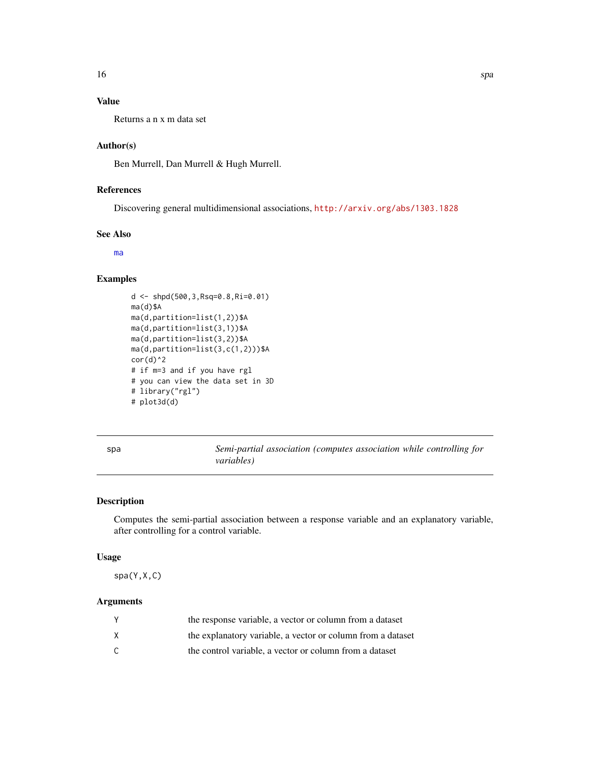## Value

Returns a n x m data set

## Author(s)

Ben Murrell, Dan Murrell & Hugh Murrell.

## References

Discovering general multidimensional associations, http://arxiv.org/abs/1303.1828

## See Also

ma

## Examples

```
d <- shpd(500,3,Rsq=0.8,Ri=0.01)
ma(d)$A
ma(d,partition=list(1,2))$A
ma(d,partition=list(3,1))$A
ma(d,partition=list(3,2))$A
ma(d,partition=list(3,c(1,2)))$A
cor(d)^2
# if m=3 and if you have rgl
# you can view the data set in 3D
# library("rgl")
# plot3d(d)
```

---

# spa — *Semi-partial association (computes association while controlling for variables)*

## Description

Computes the semi-partial association between a response variable and an explanatory variable, after controlling for a control variable.

## Usage

```
spa(Y,X,C)
```

## Arguments

| | |
|---|---|
| Y | the response variable, a vector or column from a dataset |
| X | the explanatory variable, a vector or column from a dataset |
| C | the control variable, a vector or column from a dataset |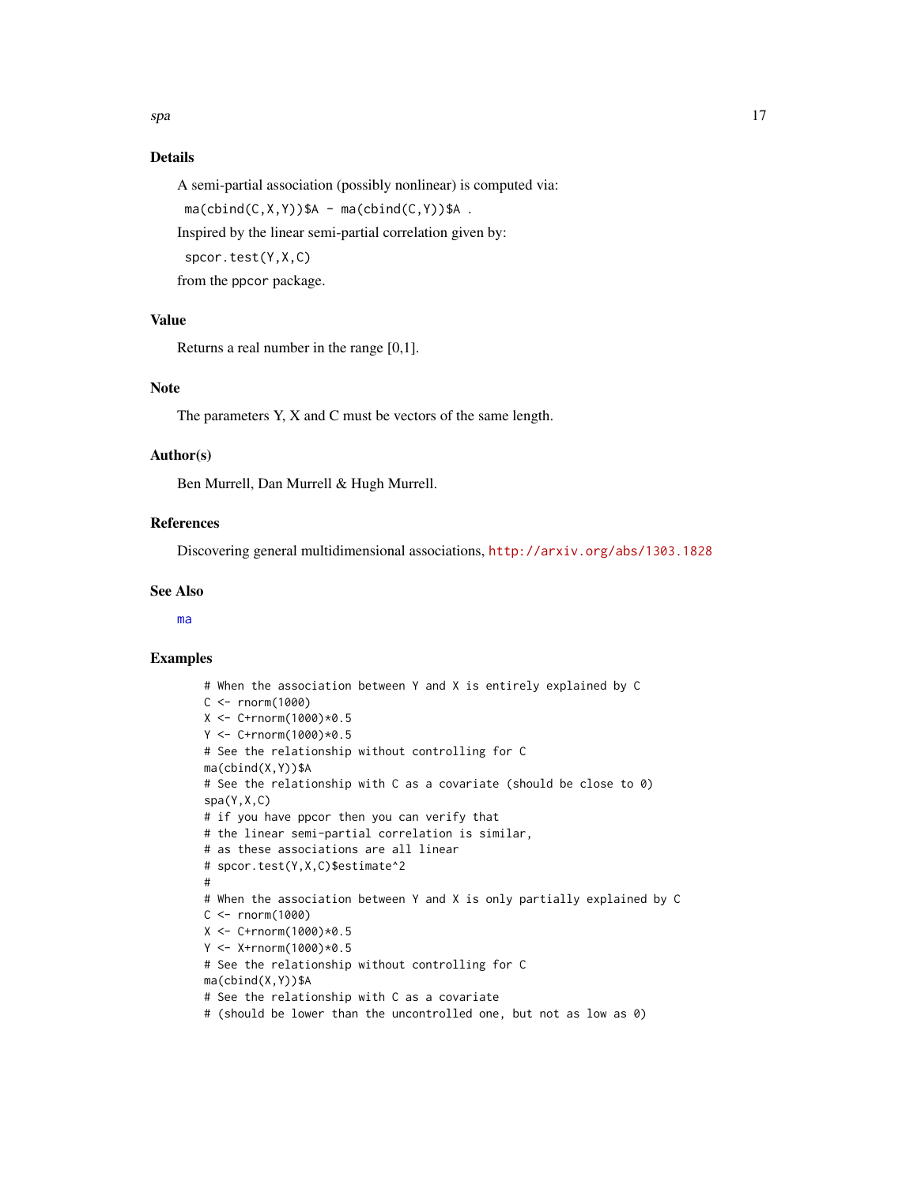## Details

A semi-partial association (possibly nonlinear) is computed via:

`ma(cbind(C,X,Y))$A - ma(cbind(C,Y))$A .`

Inspired by the linear semi-partial correlation given by:

`spcor.test(Y,X,C)`

from the ppcor package.

## Value

Returns a real number in the range [0,1].

## Note

The parameters Y, X and C must be vectors of the same length.

## Author(s)

Ben Murrell, Dan Murrell & Hugh Murrell.

## References

Discovering general multidimensional associations, http://arxiv.org/abs/1303.1828

## See Also

ma

## Examples

```
# When the association between Y and X is entirely explained by C
C <- rnorm(1000)
X <- C+rnorm(1000)*0.5
Y <- C+rnorm(1000)*0.5
# See the relationship without controlling for C
ma(cbind(X,Y))$A
# See the relationship with C as a covariate (should be close to 0)
spa(Y,X,C)
# if you have ppcor then you can verify that
# the linear semi-partial correlation is similar,
# as these associations are all linear
# spcor.test(Y,X,C)$estimate^2
#
# When the association between Y and X is only partially explained by C
C <- rnorm(1000)
X <- C+rnorm(1000)*0.5
Y <- X+rnorm(1000)*0.5
# See the relationship without controlling for C
ma(cbind(X,Y))$A
# See the relationship with C as a covariate
# (should be lower than the uncontrolled one, but not as low as 0)
```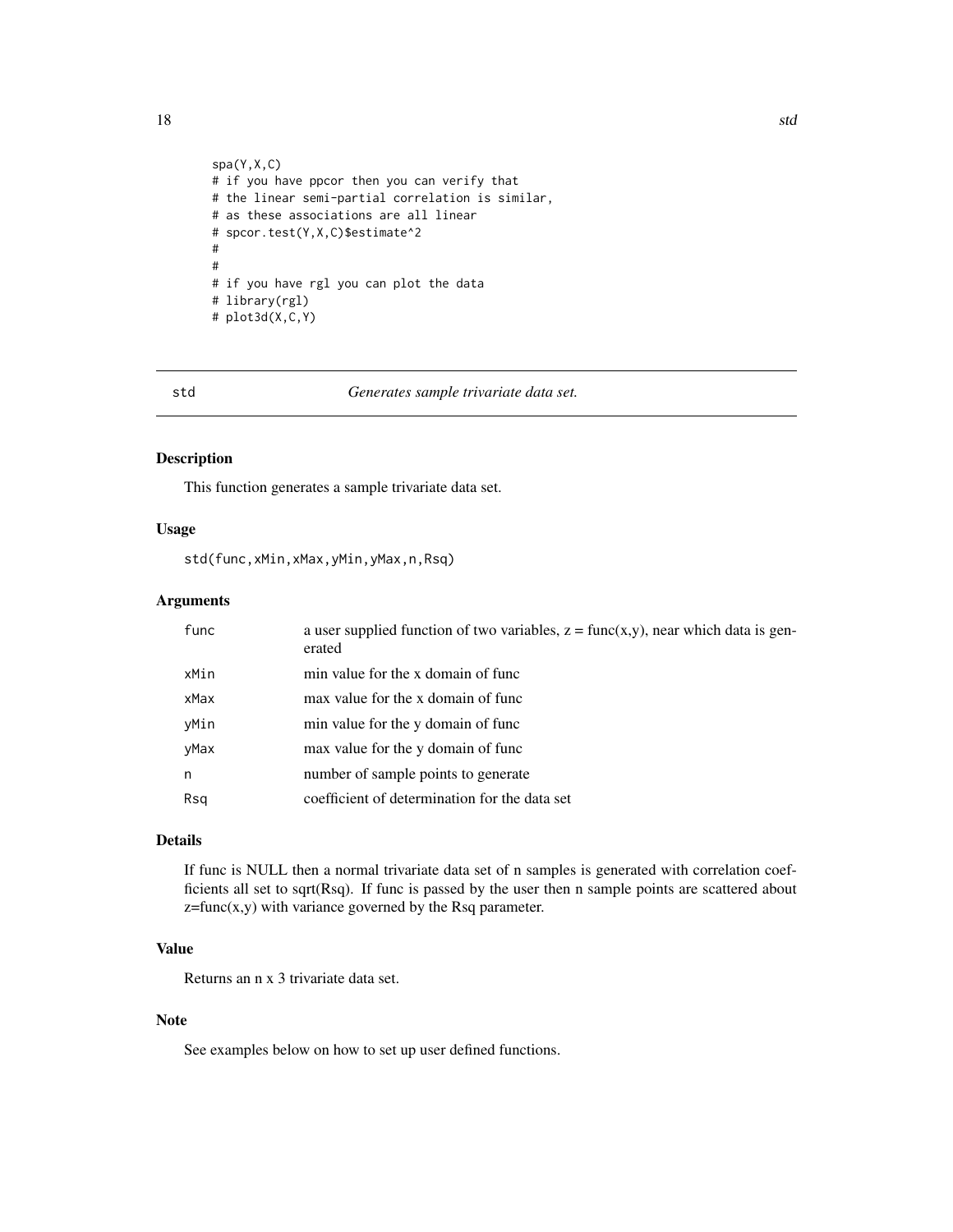```
spa(Y,X,C)
# if you have ppcor then you can verify that
# the linear semi-partial correlation is similar,
# as these associations are all linear
# spcor.test(Y,X,C)$estimate^2
#
#
# if you have rgl you can plot the data
# library(rgl)
# plot3d(X,C,Y)
```

## std — *Generates sample trivariate data set.*

### Description

This function generates a sample trivariate data set.

### Usage

```
std(func,xMin,xMax,yMin,yMax,n,Rsq)
```

### Arguments

| | |
|---|---|
| func | a user supplied function of two variables, z = func(x,y), near which data is generated |
| xMin | min value for the x domain of func |
| xMax | max value for the x domain of func |
| yMin | min value for the y domain of func |
| yMax | max value for the y domain of func |
| n | number of sample points to generate |
| Rsq | coefficient of determination for the data set |

### Details

If func is NULL then a normal trivariate data set of n samples is generated with correlation coefficients all set to sqrt(Rsq). If func is passed by the user then n sample points are scattered about z=func(x,y) with variance governed by the Rsq parameter.

### Value

Returns an n x 3 trivariate data set.

### Note

See examples below on how to set up user defined functions.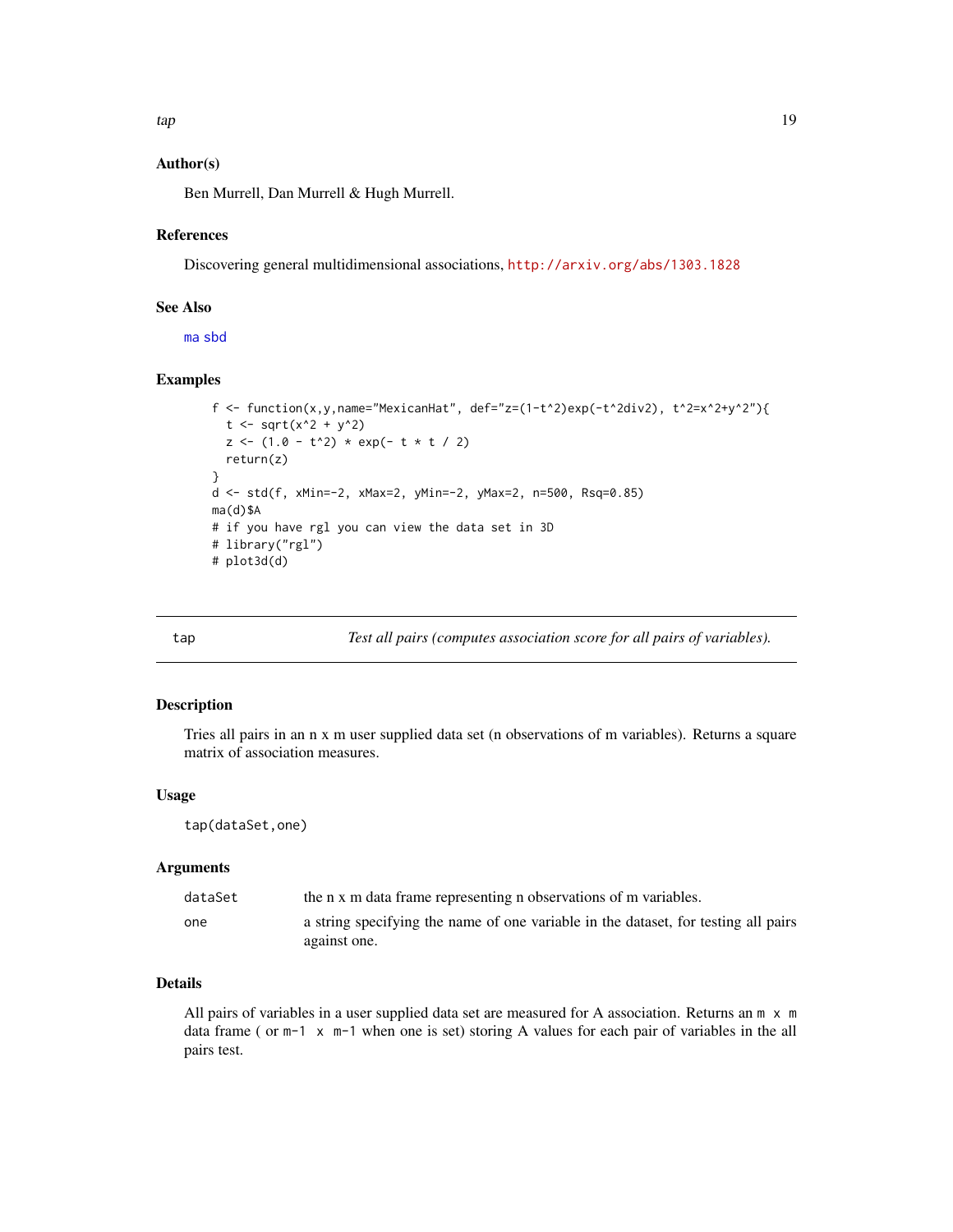### Author(s)

Ben Murrell, Dan Murrell & Hugh Murrell.

### References

Discovering general multidimensional associations, http://arxiv.org/abs/1303.1828

### See Also

ma sbd

### Examples

```
f <- function(x,y,name="MexicanHat", def="z=(1-t^2)exp(-t^2div2), t^2=x^2+y^2"){
  t <- sqrt(x^2 + y^2)
  z <- (1.0 - t^2) * exp(- t * t / 2)
  return(z)
}
d <- std(f, xMin=-2, xMax=2, yMin=-2, yMax=2, n=500, Rsq=0.85)
ma(d)$A
# if you have rgl you can view the data set in 3D
# library("rgl")
# plot3d(d)
```

---

## tap — *Test all pairs (computes association score for all pairs of variables).*

### Description

Tries all pairs in an n x m user supplied data set (n observations of m variables). Returns a square matrix of association measures.

### Usage

```
tap(dataSet,one)
```

### Arguments

| | |
|---|---|
| `dataSet` | the n x m data frame representing n observations of m variables. |
| `one` | a string specifying the name of one variable in the dataset, for testing all pairs against one. |

### Details

All pairs of variables in a user supplied data set are measured for A association. Returns an `m x m` data frame ( or `m-1 x m-1` when one is set) storing A values for each pair of variables in the all pairs test.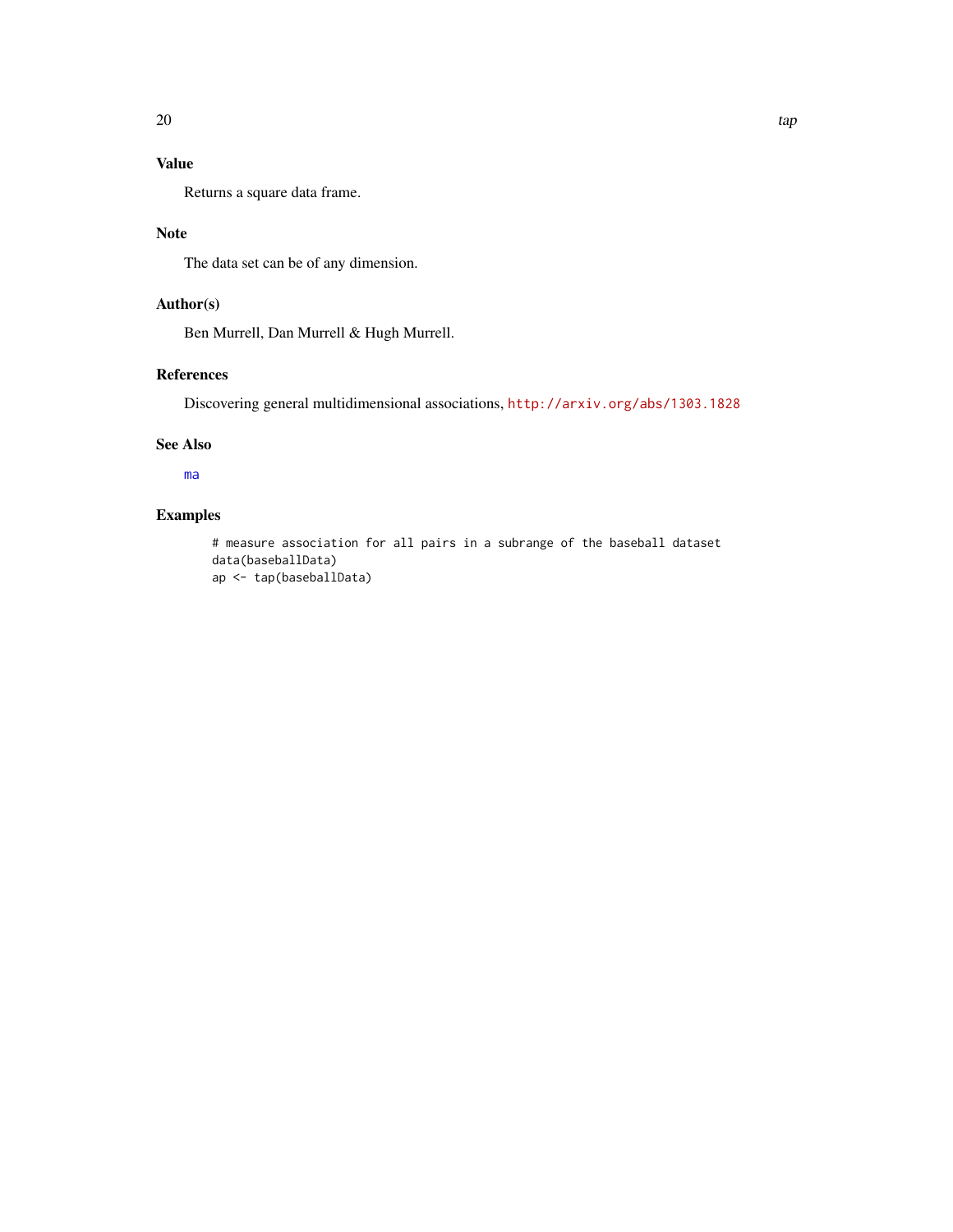## Value

Returns a square data frame.

## Note

The data set can be of any dimension.

## Author(s)

Ben Murrell, Dan Murrell & Hugh Murrell.

## References

Discovering general multidimensional associations, http://arxiv.org/abs/1303.1828

## See Also

ma

## Examples

```
# measure association for all pairs in a subrange of the baseball dataset
data(baseballData)
ap <- tap(baseballData)
```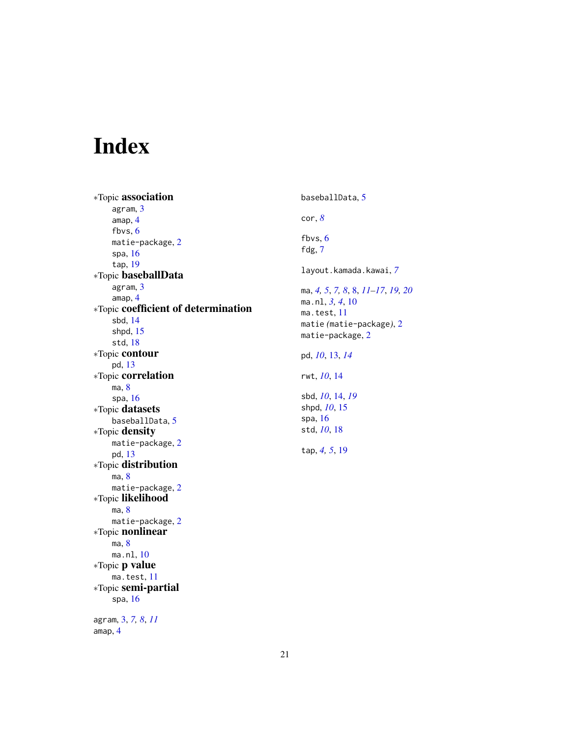# Index

∗Topic **association**
- agram, 3
- amap, 4
- fbvs, 6
- matie-package, 2
- spa, 16
- tap, 19

∗Topic **baseballData**
- agram, 3
- amap, 4

∗Topic **coefficient of determination**
- sbd, 14
- shpd, 15
- std, 18

∗Topic **contour**
- pd, 13

∗Topic **correlation**
- ma, 8
- spa, 16

∗Topic **datasets**
- baseballData, 5

∗Topic **density**
- matie-package, 2
- pd, 13

∗Topic **distribution**
- ma, 8
- matie-package, 2

∗Topic **likelihood**
- ma, 8
- matie-package, 2

∗Topic **nonlinear**
- ma, 8
- ma.nl, 10

∗Topic **p value**
- ma.test, 11

∗Topic **semi-partial**
- spa, 16

agram, 3, *7, 8*, *11*
amap, 4

baseballData, 5

cor, *8*

fbvs, 6
fdg, 7

layout.kamada.kawai, *7*

ma, *4, 5*, *7, 8*, 8, *11–17*, *19, 20*
ma.nl, *3, 4*, 10
ma.test, 11
matie *(*matie-package*)*, 2
matie-package, 2

pd, *10*, 13, *14*

rwt, *10*, 14

sbd, *10*, 14, *19*
shpd, *10*, 15
spa, 16
std, *10*, 18

tap, *4, 5*, 19